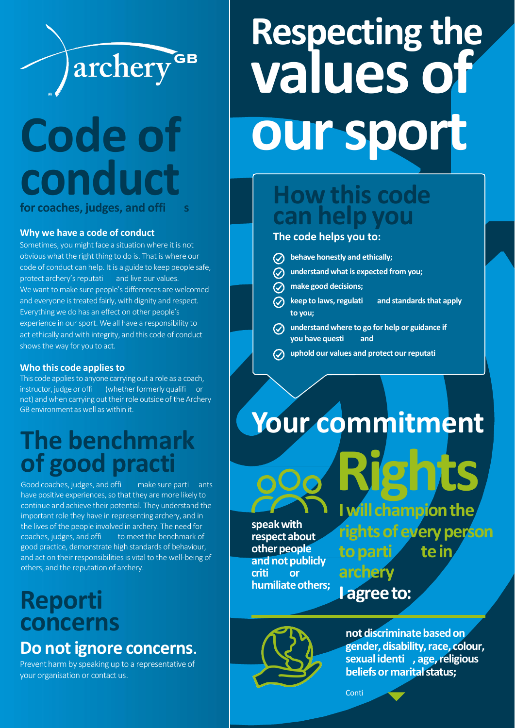archery GB

# Code of conduct

**for coaches, judges, and offi s**

### Why we have a code of conduct

Sometimes, you might face a situation where it is not obvious what the right thing to do is. That is where our code of conduct can help. It is a guide to keep people safe, protect archery's reputati and live our values. We want to make sure people's differences are welcomed and everyone is treated fairly, with dignity and respect. Everything we do has an effect on other people's experience in our sport. We all have a responsibility to act ethically and with integrity, and this code of conduct shows the way for you to act.

### Who this code applies to

This code applies to anyone carrying out a role as a coach, instructor, judge or offi (whether formerly qualifi or not) and when carrying out their role outside of the Archery GB environment as well as within it.

## The benchmark of good practi

Good coaches, judges, and offi make sure parti ants have positive experiences, so that they are more likely to continue and achieve their potential. They understand the important role they have in representing archery, and in the lives of the people involved in archery. The need for coaches, judges, and offi to meet the benchmark of good practice, demonstrate high standards of behaviour, and act on their responsibilities is vital to the well-being of others, and the reputation of archery.

## Reporti concerns

### Do not ignore concerns.

Prevent harm by speaking up to a representative of your organisation or contact us.

# Respecting the values of our sport

## How this code can help you

**The code helps you to:**

- **behave honestly and ethically;**
- **understand what is expected from you;**
- **make good decisions;**
- **keep to laws, regulati and standards that apply to you;**
- **understand where to go for help or guidance if you have questi and**
- **uphold our values and protect our reputati**

# Your commitment

## Rights

**I will champion the rights of every person to parti te in archery**

**I agree to:**

- **speak with respect about other people and not publicly criti or humiliate others;**
- **not discriminate based on gender, disability, race, colour, sexual identi , age, religious beliefs or marital status;**

Conti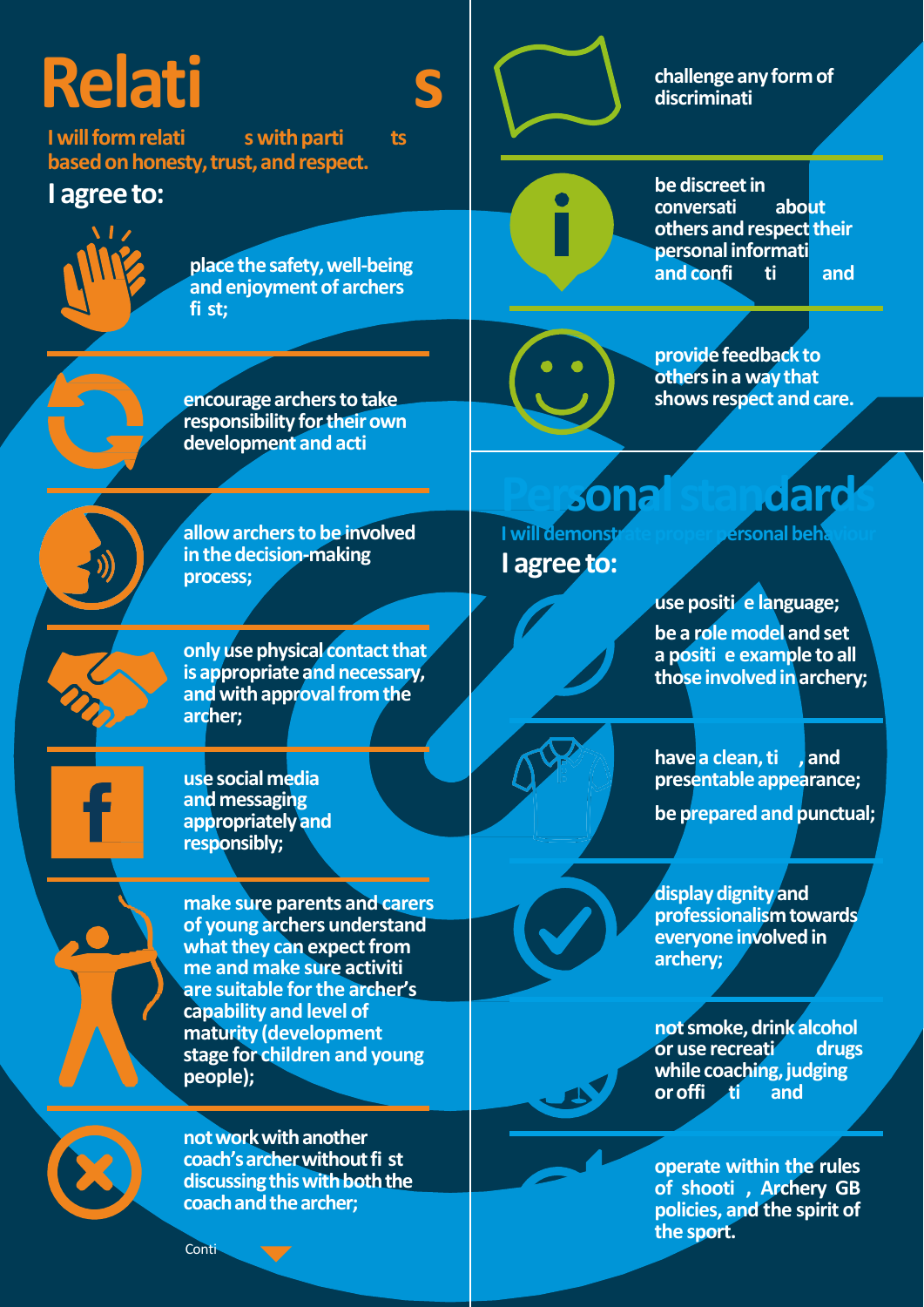# Relati s

**I will form relati s with parti ts based on honesty, trust, and respect.**

## I agree to:

- place the safety, well-being and enjoyment of archers fi st;
- encourage archers to take responsibility for their own development and acti
- allow archers to be involved in the decision-making process;
- only use physical contact that is appropriate and necessary, and with approval from the archer;
- use social media and messaging appropriately and responsibly;
- make sure parents and carers of young archers understand what they can expect from me and make sure activiti are suitable for the archer's capability and level of maturity (development stage for children and young people);
- not work with another coach's archer without fi st discussing this with both the coach and the archer;

Conti

- challenge any form of discriminati
- be discreet in conversati about others and respect their personal informati and confi ti and
- provide feedback to others in a way that shows respect and care.

# Personal standards

**I will demonstrate proper personal behaviour**

## I agree to:

- use positi e language;
- be a role model and set a positi e example to all those involved in archery;
- have a clean, ti , and presentable appearance;
- be prepared and punctual;
- display dignity and professionalism towards everyone involved in archery;
- not smoke, drink alcohol or use recreati drugs while coaching, judging or offi ti and
- operate within the rules of shooti , Archery GB policies, and the spirit of the sport.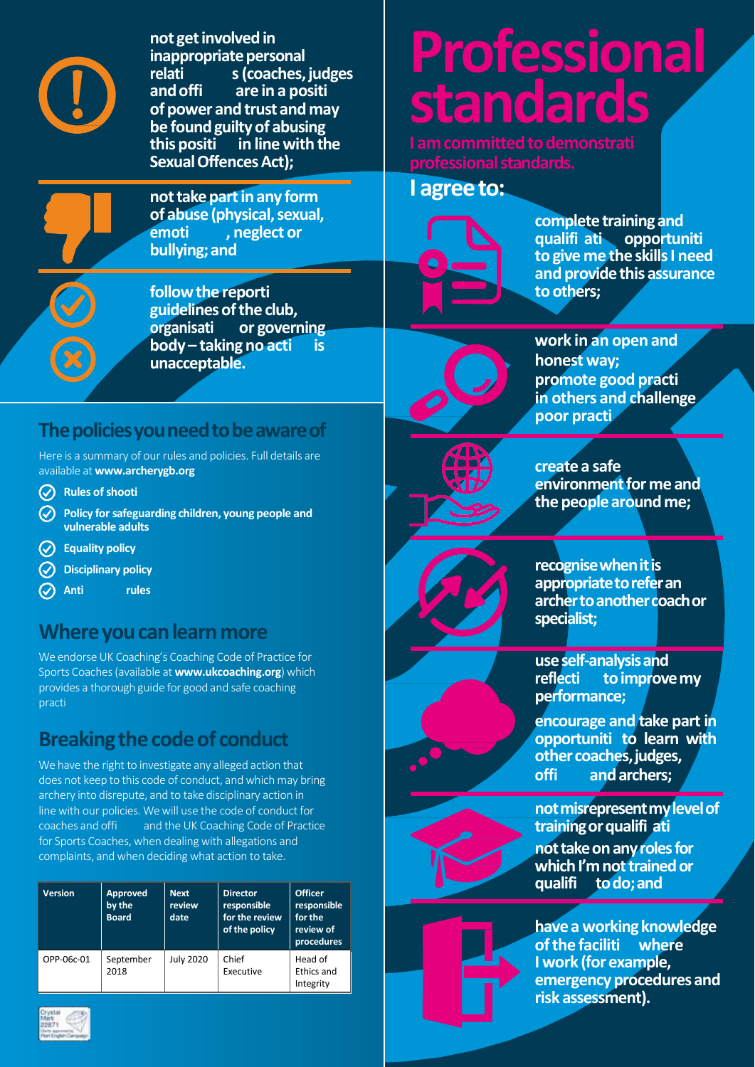not get involved in inappropriate personal relati s (coaches, judges and offi are in a positi of power and trust and may be found guilty of abusing this positi in line with the Sexual Offences Act);

not take part in any form of abuse (physical, sexual, emoti , neglect or bullying; and

follow the reporti guidelines of the club, organisati or governing body – taking no acti is unacceptable.

## The policies you need to be aware of

Here is a summary of our rules and policies. Full details are available at **www.archerygb.org**

- **Rules of shooti**
- **Policy for safeguarding children, young people and vulnerable adults**
- **Equality policy**
- **Disciplinary policy**
- **Anti rules**

## Where you can learn more

We endorse UK Coaching's Coaching Code of Practice for Sports Coaches (available at **www.ukcoaching.org**) which provides a thorough guide for good and safe coaching practi

## Breaking the code of conduct

We have the right to investigate any alleged action that does not keep to this code of conduct, and which may bring archery into disrepute, and to take disciplinary action in line with our policies. We will use the code of conduct for coaches and offi and the UK Coaching Code of Practice for Sports Coaches, when dealing with allegations and complaints, and when deciding what action to take.

| Version | Approved by the Board | Next review date | Director responsible for the review of the policy | Officer responsible for the review of procedures |
|---|---|---|---|---|
| OPP-06c-01 | September 2018 | July 2020 | Chief Executive | Head of Ethics and Integrity |

# Professional standards

**I am committed to demonstrati professional standards.**

## I agree to:

complete training and qualifi ati opportuniti to give me the skills I need and provide this assurance to others;

work in an open and honest way;

promote good practi in others and challenge poor practi

create a safe environment for me and the people around me;

recognise when it is appropriate to refer an archer to another coach or specialist;

use self-analysis and reflecti to improve my performance;

encourage and take part in opportuniti to learn with other coaches, judges, offi and archers;

not misrepresent my level of training or qualifi ati

not take on any roles for which I'm not trained or qualifi to do; and

have a working knowledge of the faciliti where I work (for example, emergency procedures and risk assessment).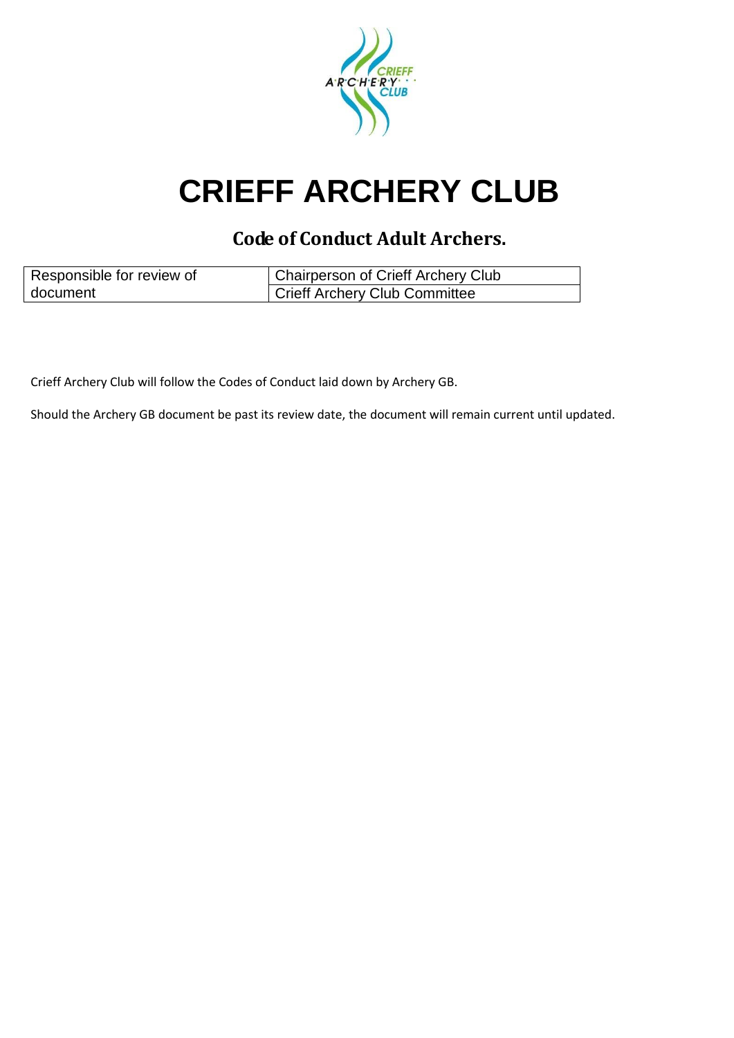# CRIEFF ARCHERY CLUB

## Code of Conduct Adult Archers.

| | |
|---|---|
| Responsible for review of document | Chairperson of Crieff Archery Club<br>Crieff Archery Club Committee |

Crieff Archery Club will follow the Codes of Conduct laid down by Archery GB.

Should the Archery GB document be past its review date, the document will remain current until updated.